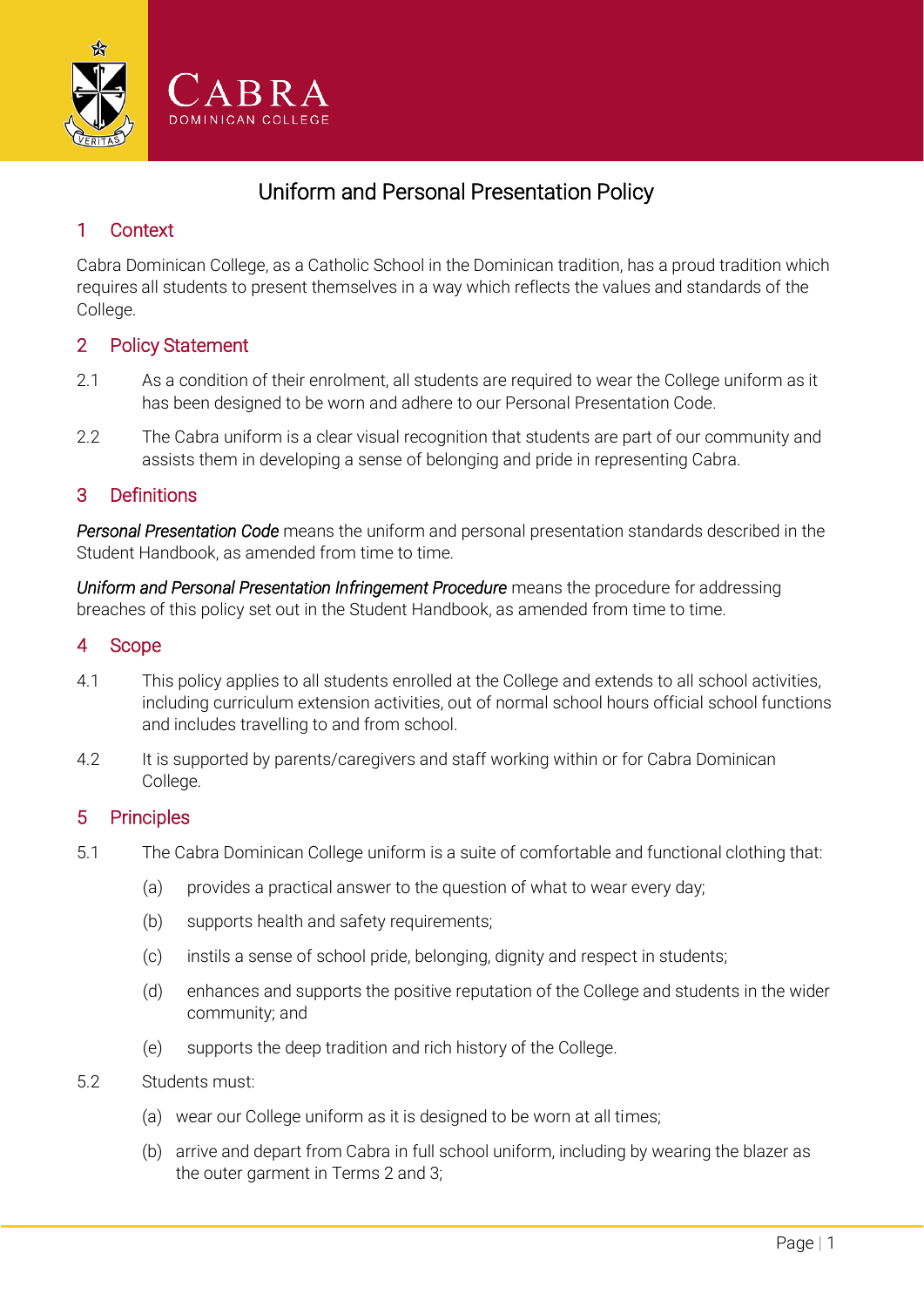CABRA
DOMINICAN COLLEGE

# Uniform and Personal Presentation Policy

## 1 Context

Cabra Dominican College, as a Catholic School in the Dominican tradition, has a proud tradition which requires all students to present themselves in a way which reflects the values and standards of the College.

## 2 Policy Statement

2.1 As a condition of their enrolment, all students are required to wear the College uniform as it has been designed to be worn and adhere to our Personal Presentation Code.

2.2 The Cabra uniform is a clear visual recognition that students are part of our community and assists them in developing a sense of belonging and pride in representing Cabra.

## 3 Definitions

*Personal Presentation Code* means the uniform and personal presentation standards described in the Student Handbook, as amended from time to time.

*Uniform and Personal Presentation Infringement Procedure* means the procedure for addressing breaches of this policy set out in the Student Handbook, as amended from time to time.

## 4 Scope

4.1 This policy applies to all students enrolled at the College and extends to all school activities, including curriculum extension activities, out of normal school hours official school functions and includes travelling to and from school.

4.2 It is supported by parents/caregivers and staff working within or for Cabra Dominican College.

## 5 Principles

5.1 The Cabra Dominican College uniform is a suite of comfortable and functional clothing that:

- (a) provides a practical answer to the question of what to wear every day;
- (b) supports health and safety requirements;
- (c) instils a sense of school pride, belonging, dignity and respect in students;
- (d) enhances and supports the positive reputation of the College and students in the wider community; and
- (e) supports the deep tradition and rich history of the College.

5.2 Students must:

- (a) wear our College uniform as it is designed to be worn at all times;
- (b) arrive and depart from Cabra in full school uniform, including by wearing the blazer as the outer garment in Terms 2 and 3;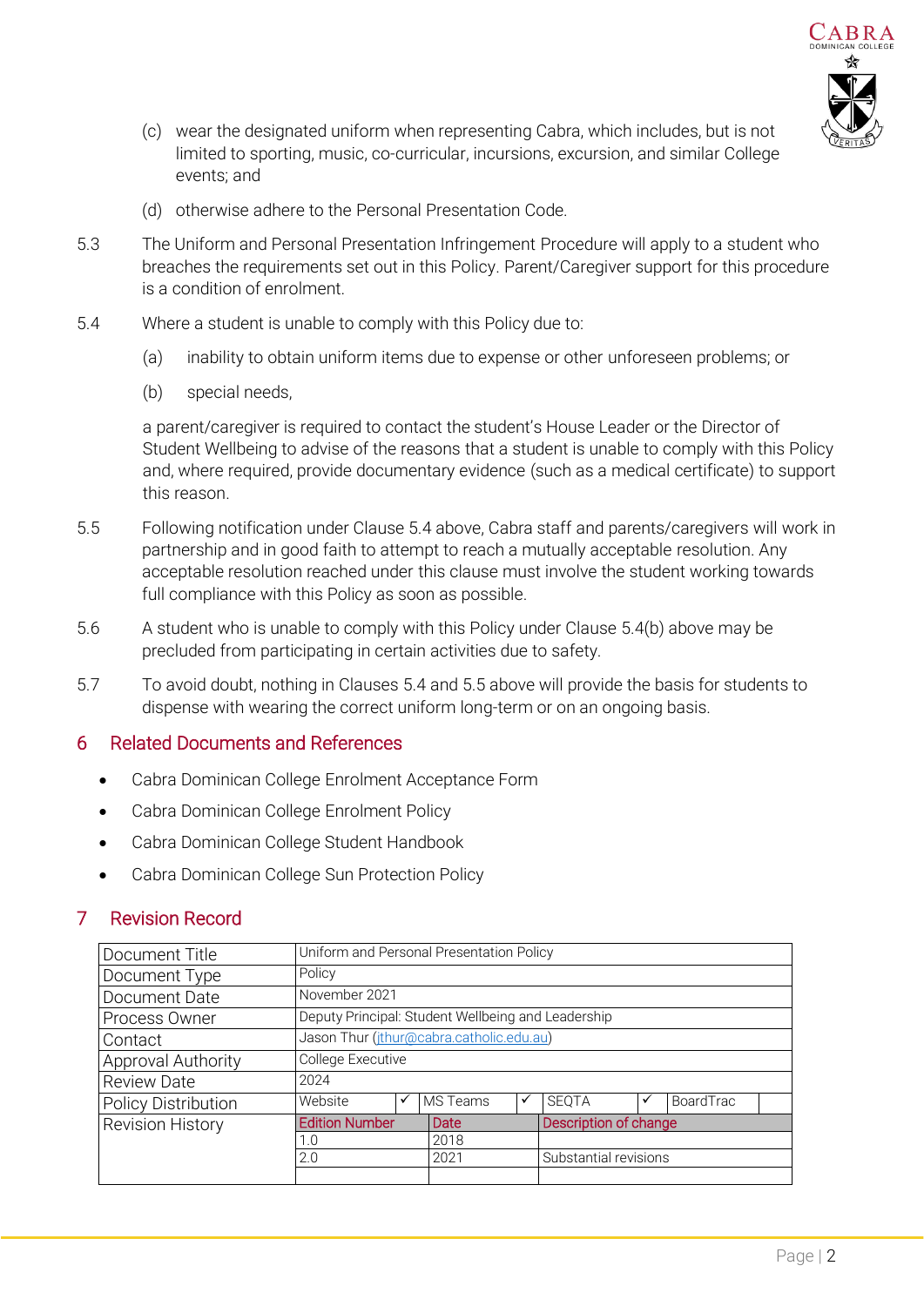(c) wear the designated uniform when representing Cabra, which includes, but is not limited to sporting, music, co-curricular, incursions, excursion, and similar College events; and

(d) otherwise adhere to the Personal Presentation Code.

5.3 The Uniform and Personal Presentation Infringement Procedure will apply to a student who breaches the requirements set out in this Policy. Parent/Caregiver support for this procedure is a condition of enrolment.

5.4 Where a student is unable to comply with this Policy due to:

(a) inability to obtain uniform items due to expense or other unforeseen problems; or

(b) special needs,

a parent/caregiver is required to contact the student's House Leader or the Director of Student Wellbeing to advise of the reasons that a student is unable to comply with this Policy and, where required, provide documentary evidence (such as a medical certificate) to support this reason.

5.5 Following notification under Clause 5.4 above, Cabra staff and parents/caregivers will work in partnership and in good faith to attempt to reach a mutually acceptable resolution. Any acceptable resolution reached under this clause must involve the student working towards full compliance with this Policy as soon as possible.

5.6 A student who is unable to comply with this Policy under Clause 5.4(b) above may be precluded from participating in certain activities due to safety.

5.7 To avoid doubt, nothing in Clauses 5.4 and 5.5 above will provide the basis for students to dispense with wearing the correct uniform long-term or on an ongoing basis.

## 6 Related Documents and References

- Cabra Dominican College Enrolment Acceptance Form
- Cabra Dominican College Enrolment Policy
- Cabra Dominican College Student Handbook
- Cabra Dominican College Sun Protection Policy

## 7 Revision Record

| | | | | | | | | |
|---|---|---|---|---|---|---|---|---|
| Document Title | Uniform and Personal Presentation Policy | | | | | | | |
| Document Type | Policy | | | | | | | |
| Document Date | November 2021 | | | | | | | |
| Process Owner | Deputy Principal: Student Wellbeing and Leadership | | | | | | | |
| Contact | Jason Thur (jthur@cabra.catholic.edu.au) | | | | | | | |
| Approval Authority | College Executive | | | | | | | |
| Review Date | 2024 | | | | | | | |
| Policy Distribution | Website | ✓ | MS Teams | ✓ | SEQTA | ✓ | BoardTrac | |
| Revision History | Edition Number | | Date | | Description of change | | | |
| | 1.0 | | 2018 | | | | | |
| | 2.0 | | 2021 | | Substantial revisions | | | |
| | | | | | | | | |